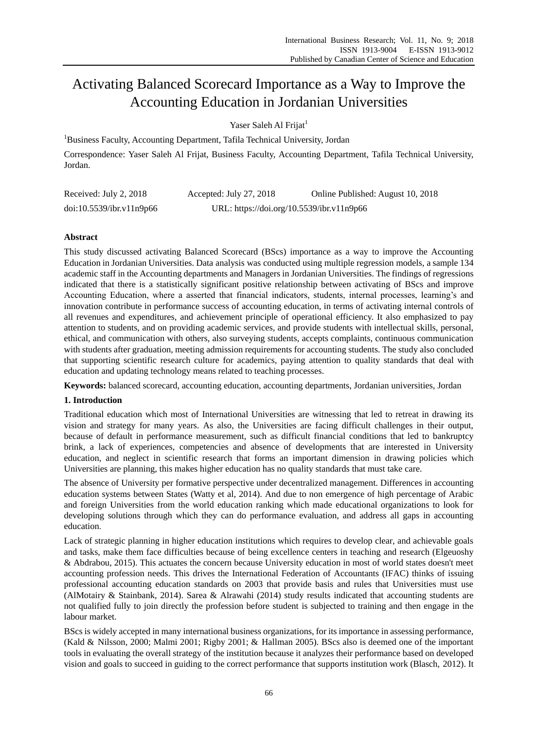# Activating Balanced Scorecard Importance as a Way to Improve the Accounting Education in Jordanian Universities

Yaser Saleh Al Frijat[1]

[1]Business Faculty, Accounting Department, Tafila Technical University, Jordan

Correspondence: Yaser Saleh Al Frijat, Business Faculty, Accounting Department, Tafila Technical University, Jordan.

Received: July 2, 2018 Accepted: July 27, 2018 Online Published: August 10, 2018

doi:10.5539/ibr.v11n9p66 URL: https://doi.org/10.5539/ibr.v11n9p66

## Abstract

This study discussed activating Balanced Scorecard (BScs) importance as a way to improve the Accounting Education in Jordanian Universities. Data analysis was conducted using multiple regression models, a sample 134 academic staff in the Accounting departments and Managers in Jordanian Universities. The findings of regressions indicated that there is a statistically significant positive relationship between activating of BScs and improve Accounting Education, where a asserted that financial indicators, students, internal processes, learning's and innovation contribute in performance success of accounting education, in terms of activating internal controls of all revenues and expenditures, and achievement principle of operational efficiency. It also emphasized to pay attention to students, and on providing academic services, and provide students with intellectual skills, personal, ethical, and communication with others, also surveying students, accepts complaints, continuous communication with students after graduation, meeting admission requirements for accounting students. The study also concluded that supporting scientific research culture for academics, paying attention to quality standards that deal with education and updating technology means related to teaching processes.

**Keywords:** balanced scorecard, accounting education, accounting departments, Jordanian universities, Jordan

## 1. Introduction

Traditional education which most of International Universities are witnessing that led to retreat in drawing its vision and strategy for many years. As also, the Universities are facing difficult challenges in their output, because of default in performance measurement, such as difficult financial conditions that led to bankruptcy brink, a lack of experiences, competencies and absence of developments that are interested in University education, and neglect in scientific research that forms an important dimension in drawing policies which Universities are planning, this makes higher education has no quality standards that must take care.

The absence of University per formative perspective under decentralized management. Differences in accounting education systems between States (Watty et al, 2014). And due to non emergence of high percentage of Arabic and foreign Universities from the world education ranking which made educational organizations to look for developing solutions through which they can do performance evaluation, and address all gaps in accounting education.

Lack of strategic planning in higher education institutions which requires to develop clear, and achievable goals and tasks, make them face difficulties because of being excellence centers in teaching and research (Elgeuoshy & Abdrabou, 2015). This actuates the concern because University education in most of world states doesn't meet accounting profession needs. This drives the International Federation of Accountants (IFAC) thinks of issuing professional accounting education standards on 2003 that provide basis and rules that Universities must use (AlMotairy & Stainbank, 2014). Sarea & Alrawahi (2014) study results indicated that accounting students are not qualified fully to join directly the profession before student is subjected to training and then engage in the labour market.

BScs is widely accepted in many international business organizations, for its importance in assessing performance, (Kald & Nilsson, 2000; Malmi 2001; Rigby 2001; & Hallman 2005). BScs also is deemed one of the important tools in evaluating the overall strategy of the institution because it analyzes their performance based on developed vision and goals to succeed in guiding to the correct performance that supports institution work (Blasch, 2012). It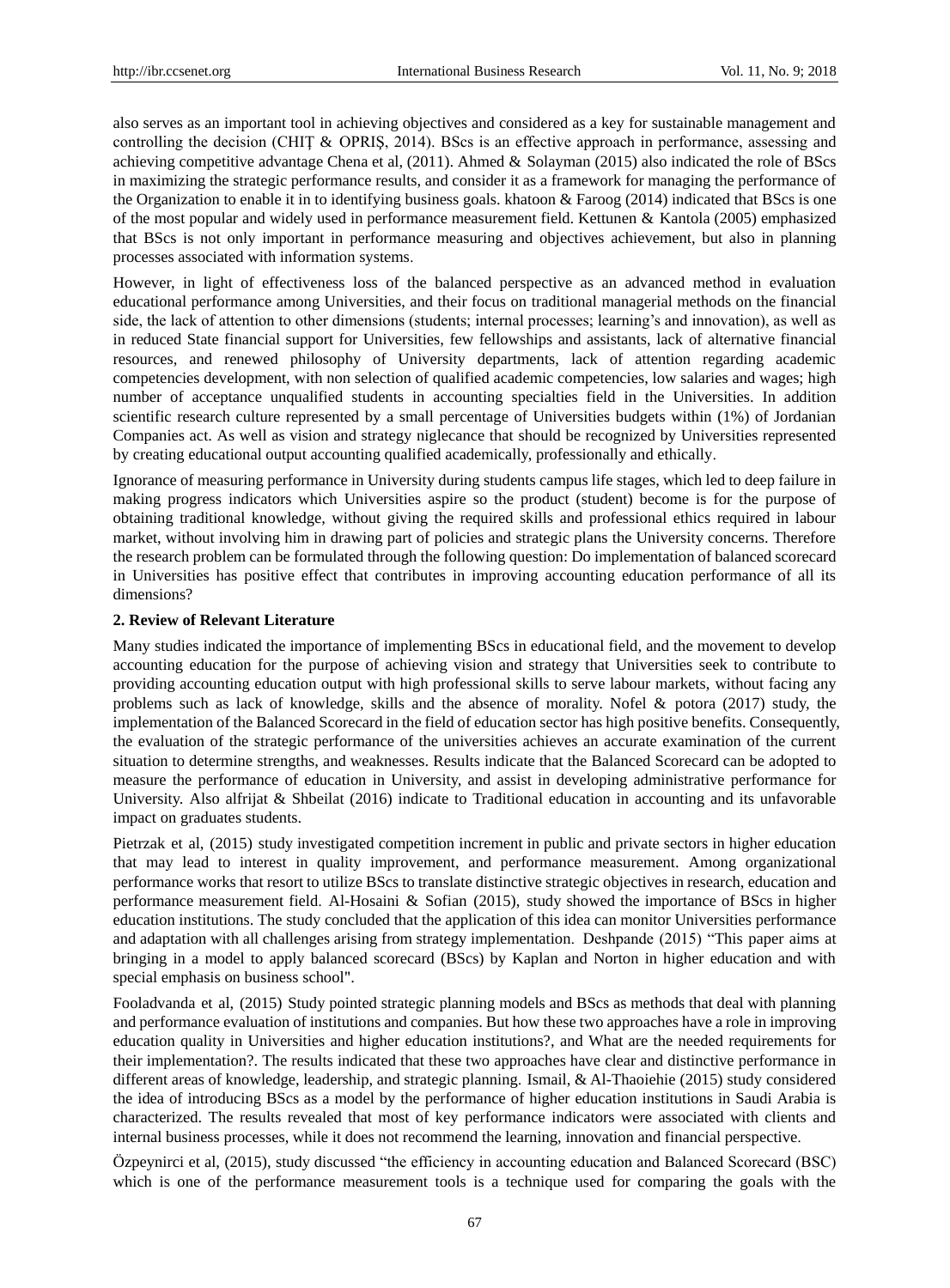also serves as an important tool in achieving objectives and considered as a key for sustainable management and controlling the decision (CHIŢ & OPRIŞ, 2014). BScs is an effective approach in performance, assessing and achieving competitive advantage Chena et al, (2011). Ahmed & Solayman (2015) also indicated the role of BScs in maximizing the strategic performance results, and consider it as a framework for managing the performance of the Organization to enable it in to identifying business goals. khatoon & Faroog (2014) indicated that BScs is one of the most popular and widely used in performance measurement field. Kettunen & Kantola (2005) emphasized that BScs is not only important in performance measuring and objectives achievement, but also in planning processes associated with information systems.

However, in light of effectiveness loss of the balanced perspective as an advanced method in evaluation educational performance among Universities, and their focus on traditional managerial methods on the financial side, the lack of attention to other dimensions (students; internal processes; learning's and innovation), as well as in reduced State financial support for Universities, few fellowships and assistants, lack of alternative financial resources, and renewed philosophy of University departments, lack of attention regarding academic competencies development, with non selection of qualified academic competencies, low salaries and wages; high number of acceptance unqualified students in accounting specialties field in the Universities. In addition scientific research culture represented by a small percentage of Universities budgets within (1%) of Jordanian Companies act. As well as vision and strategy niglecance that should be recognized by Universities represented by creating educational output accounting qualified academically, professionally and ethically.

Ignorance of measuring performance in University during students campus life stages, which led to deep failure in making progress indicators which Universities aspire so the product (student) become is for the purpose of obtaining traditional knowledge, without giving the required skills and professional ethics required in labour market, without involving him in drawing part of policies and strategic plans the University concerns. Therefore the research problem can be formulated through the following question: Do implementation of balanced scorecard in Universities has positive effect that contributes in improving accounting education performance of all its dimensions?

## 2. Review of Relevant Literature

Many studies indicated the importance of implementing BScs in educational field, and the movement to develop accounting education for the purpose of achieving vision and strategy that Universities seek to contribute to providing accounting education output with high professional skills to serve labour markets, without facing any problems such as lack of knowledge, skills and the absence of morality. Nofel & potora (2017) study, the implementation of the Balanced Scorecard in the field of education sector has high positive benefits. Consequently, the evaluation of the strategic performance of the universities achieves an accurate examination of the current situation to determine strengths, and weaknesses. Results indicate that the Balanced Scorecard can be adopted to measure the performance of education in University, and assist in developing administrative performance for University. Also alfrijat & Shbeilat (2016) indicate to Traditional education in accounting and its unfavorable impact on graduates students.

Pietrzak et al, (2015) study investigated competition increment in public and private sectors in higher education that may lead to interest in quality improvement, and performance measurement. Among organizational performance works that resort to utilize BScs to translate distinctive strategic objectives in research, education and performance measurement field. Al-Hosaini & Sofian (2015), study showed the importance of BScs in higher education institutions. The study concluded that the application of this idea can monitor Universities performance and adaptation with all challenges arising from strategy implementation. Deshpande (2015) "This paper aims at bringing in a model to apply balanced scorecard (BScs) by Kaplan and Norton in higher education and with special emphasis on business school".

Fooladvanda et al, (2015) Study pointed strategic planning models and BScs as methods that deal with planning and performance evaluation of institutions and companies. But how these two approaches have a role in improving education quality in Universities and higher education institutions?, and What are the needed requirements for their implementation?. The results indicated that these two approaches have clear and distinctive performance in different areas of knowledge, leadership, and strategic planning. Ismail, & Al-Thaoiehie (2015) study considered the idea of introducing BScs as a model by the performance of higher education institutions in Saudi Arabia is characterized. The results revealed that most of key performance indicators were associated with clients and internal business processes, while it does not recommend the learning, innovation and financial perspective.

Özpeynirci et al, (2015), study discussed "the efficiency in accounting education and Balanced Scorecard (BSC) which is one of the performance measurement tools is a technique used for comparing the goals with the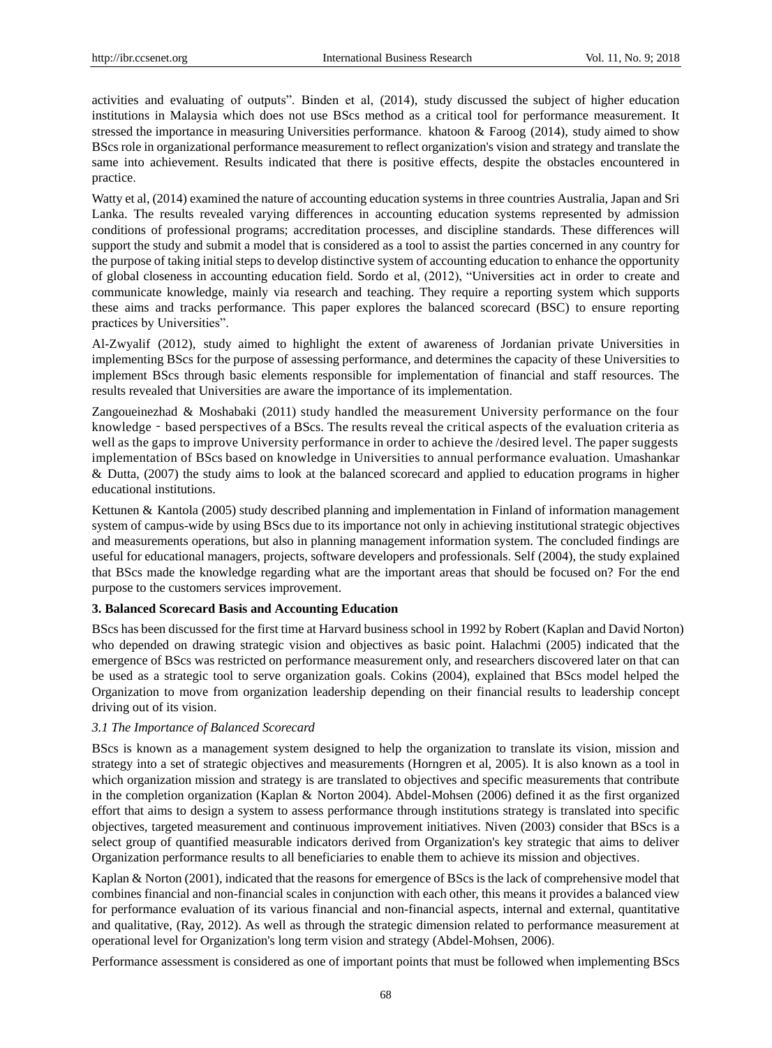activities and evaluating of outputs". Binden et al, (2014), study discussed the subject of higher education institutions in Malaysia which does not use BScs method as a critical tool for performance measurement. It stressed the importance in measuring Universities performance. khatoon & Faroog (2014), study aimed to show BScs role in organizational performance measurement to reflect organization's vision and strategy and translate the same into achievement. Results indicated that there is positive effects, despite the obstacles encountered in practice.

Watty et al, (2014) examined the nature of accounting education systems in three countries Australia, Japan and Sri Lanka. The results revealed varying differences in accounting education systems represented by admission conditions of professional programs; accreditation processes, and discipline standards. These differences will support the study and submit a model that is considered as a tool to assist the parties concerned in any country for the purpose of taking initial steps to develop distinctive system of accounting education to enhance the opportunity of global closeness in accounting education field. Sordo et al, (2012), "Universities act in order to create and communicate knowledge, mainly via research and teaching. They require a reporting system which supports these aims and tracks performance. This paper explores the balanced scorecard (BSC) to ensure reporting practices by Universities".

Al-Zwyalif (2012), study aimed to highlight the extent of awareness of Jordanian private Universities in implementing BScs for the purpose of assessing performance, and determines the capacity of these Universities to implement BScs through basic elements responsible for implementation of financial and staff resources. The results revealed that Universities are aware the importance of its implementation.

Zangoueinezhad & Moshabaki (2011) study handled the measurement University performance on the four knowledge‐based perspectives of a BScs. The results reveal the critical aspects of the evaluation criteria as well as the gaps to improve University performance in order to achieve the /desired level. The paper suggests implementation of BScs based on knowledge in Universities to annual performance evaluation. Umashankar & Dutta, (2007) the study aims to look at the balanced scorecard and applied to education programs in higher educational institutions.

Kettunen & Kantola (2005) study described planning and implementation in Finland of information management system of campus-wide by using BScs due to its importance not only in achieving institutional strategic objectives and measurements operations, but also in planning management information system. The concluded findings are useful for educational managers, projects, software developers and professionals. Self (2004), the study explained that BScs made the knowledge regarding what are the important areas that should be focused on? For the end purpose to the customers services improvement.

## 3. Balanced Scorecard Basis and Accounting Education

BScs has been discussed for the first time at Harvard business school in 1992 by Robert (Kaplan and David Norton) who depended on drawing strategic vision and objectives as basic point. Halachmi (2005) indicated that the emergence of BScs was restricted on performance measurement only, and researchers discovered later on that can be used as a strategic tool to serve organization goals. Cokins (2004), explained that BScs model helped the Organization to move from organization leadership depending on their financial results to leadership concept driving out of its vision.

### *3.1 The Importance of Balanced Scorecard*

BScs is known as a management system designed to help the organization to translate its vision, mission and strategy into a set of strategic objectives and measurements (Horngren et al, 2005). It is also known as a tool in which organization mission and strategy is are translated to objectives and specific measurements that contribute in the completion organization (Kaplan & Norton 2004). Abdel-Mohsen (2006) defined it as the first organized effort that aims to design a system to assess performance through institutions strategy is translated into specific objectives, targeted measurement and continuous improvement initiatives. Niven (2003) consider that BScs is a select group of quantified measurable indicators derived from Organization's key strategic that aims to deliver Organization performance results to all beneficiaries to enable them to achieve its mission and objectives.

Kaplan & Norton (2001), indicated that the reasons for emergence of BScs is the lack of comprehensive model that combines financial and non-financial scales in conjunction with each other, this means it provides a balanced view for performance evaluation of its various financial and non-financial aspects, internal and external, quantitative and qualitative, (Ray, 2012). As well as through the strategic dimension related to performance measurement at operational level for Organization's long term vision and strategy (Abdel-Mohsen, 2006).

Performance assessment is considered as one of important points that must be followed when implementing BScs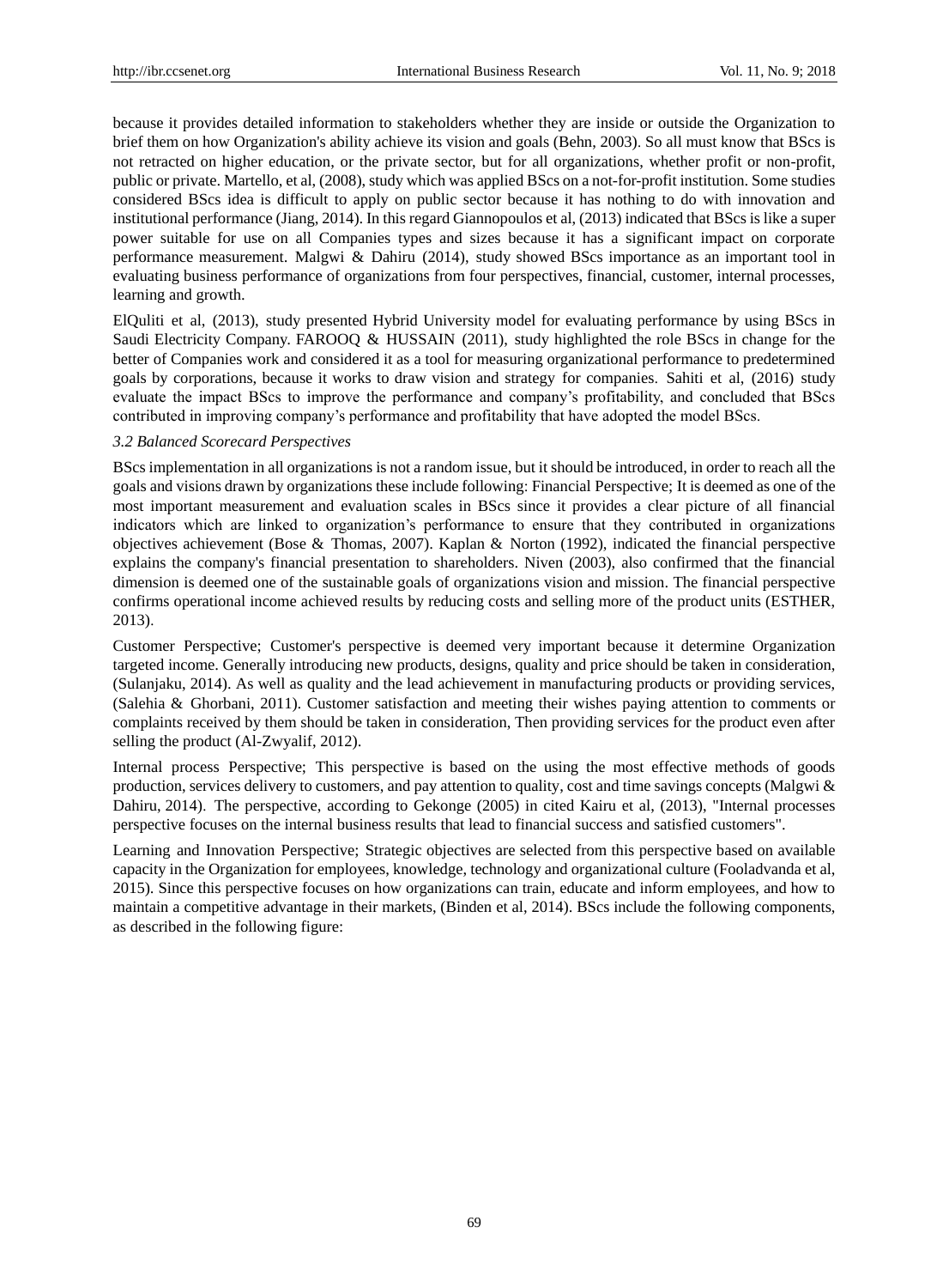because it provides detailed information to stakeholders whether they are inside or outside the Organization to brief them on how Organization's ability achieve its vision and goals (Behn, 2003). So all must know that BScs is not retracted on higher education, or the private sector, but for all organizations, whether profit or non-profit, public or private. Martello, et al, (2008), study which was applied BScs on a not-for-profit institution. Some studies considered BScs idea is difficult to apply on public sector because it has nothing to do with innovation and institutional performance (Jiang, 2014). In this regard Giannopoulos et al, (2013) indicated that BScs is like a super power suitable for use on all Companies types and sizes because it has a significant impact on corporate performance measurement. Malgwi & Dahiru (2014), study showed BScs importance as an important tool in evaluating business performance of organizations from four perspectives, financial, customer, internal processes, learning and growth.

ElQuliti et al, (2013), study presented Hybrid University model for evaluating performance by using BScs in Saudi Electricity Company. FAROOQ & HUSSAIN (2011), study highlighted the role BScs in change for the better of Companies work and considered it as a tool for measuring organizational performance to predetermined goals by corporations, because it works to draw vision and strategy for companies. Sahiti et al, (2016) study evaluate the impact BScs to improve the performance and company's profitability, and concluded that BScs contributed in improving company's performance and profitability that have adopted the model BScs.

### *3.2 Balanced Scorecard Perspectives*

BScs implementation in all organizations is not a random issue, but it should be introduced, in order to reach all the goals and visions drawn by organizations these include following: Financial Perspective; It is deemed as one of the most important measurement and evaluation scales in BScs since it provides a clear picture of all financial indicators which are linked to organization's performance to ensure that they contributed in organizations objectives achievement (Bose & Thomas, 2007). Kaplan & Norton (1992), indicated the financial perspective explains the company's financial presentation to shareholders. Niven (2003), also confirmed that the financial dimension is deemed one of the sustainable goals of organizations vision and mission. The financial perspective confirms operational income achieved results by reducing costs and selling more of the product units (ESTHER, 2013).

Customer Perspective; Customer's perspective is deemed very important because it determine Organization targeted income. Generally introducing new products, designs, quality and price should be taken in consideration, (Sulanjaku, 2014). As well as quality and the lead achievement in manufacturing products or providing services, (Salehia & Ghorbani, 2011). Customer satisfaction and meeting their wishes paying attention to comments or complaints received by them should be taken in consideration, Then providing services for the product even after selling the product (Al-Zwyalif, 2012).

Internal process Perspective; This perspective is based on the using the most effective methods of goods production, services delivery to customers, and pay attention to quality, cost and time savings concepts (Malgwi & Dahiru, 2014). The perspective, according to Gekonge (2005) in cited Kairu et al, (2013), "Internal processes perspective focuses on the internal business results that lead to financial success and satisfied customers".

Learning and Innovation Perspective; Strategic objectives are selected from this perspective based on available capacity in the Organization for employees, knowledge, technology and organizational culture (Fooladvanda et al, 2015). Since this perspective focuses on how organizations can train, educate and inform employees, and how to maintain a competitive advantage in their markets, (Binden et al, 2014). BScs include the following components, as described in the following figure: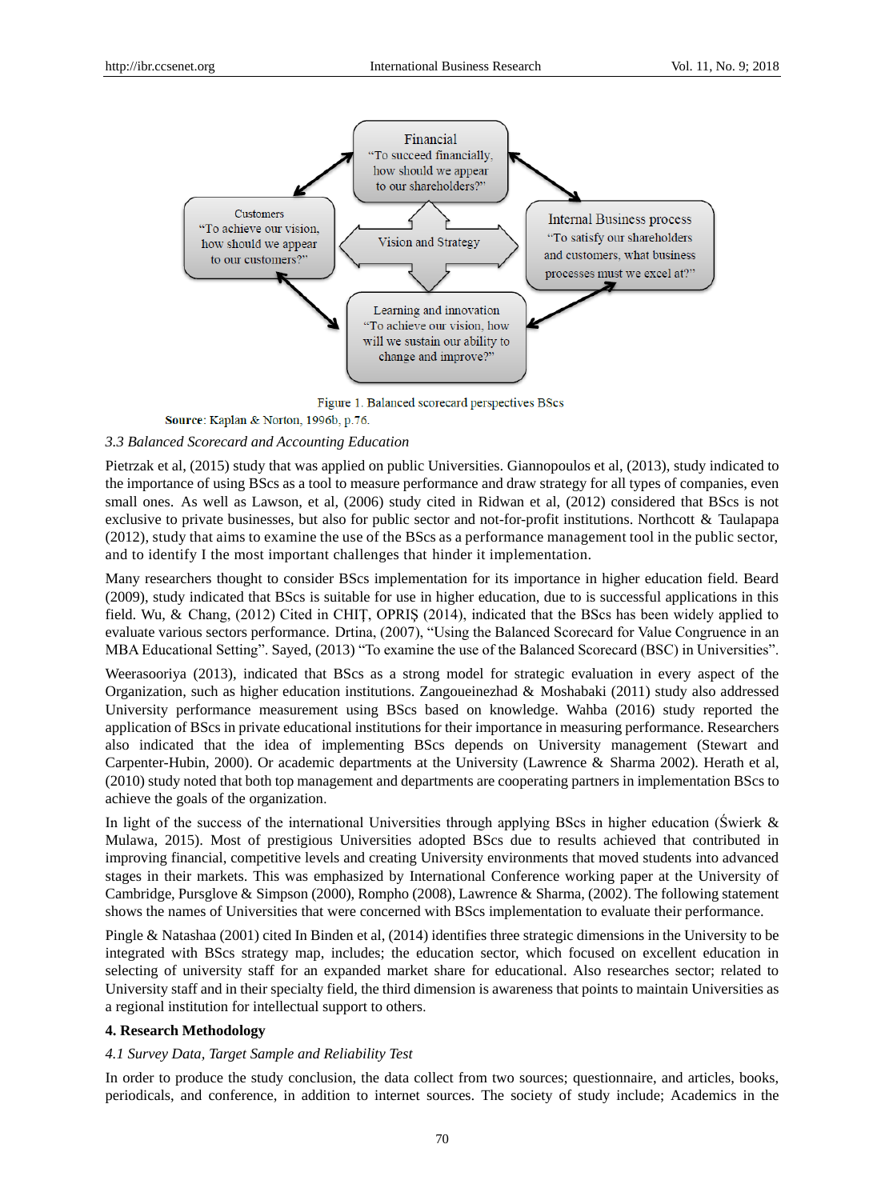Figure 1. Balanced scorecard perspectives BScs

**Source**: Kaplan & Norton, 1996b, p.76.

### *3.3 Balanced Scorecard and Accounting Education*

Pietrzak et al, (2015) study that was applied on public Universities. Giannopoulos et al, (2013), study indicated to the importance of using BScs as a tool to measure performance and draw strategy for all types of companies, even small ones. As well as Lawson, et al, (2006) study cited in Ridwan et al, (2012) considered that BScs is not exclusive to private businesses, but also for public sector and not-for-profit institutions. Northcott & Taulapapa (2012), study that aims to examine the use of the BScs as a performance management tool in the public sector, and to identify I the most important challenges that hinder it implementation.

Many researchers thought to consider BScs implementation for its importance in higher education field. Beard (2009), study indicated that BScs is suitable for use in higher education, due to is successful applications in this field. Wu, & Chang, (2012) Cited in CHIŢ, OPRIŞ (2014), indicated that the BScs has been widely applied to evaluate various sectors performance. Drtina, (2007), "Using the Balanced Scorecard for Value Congruence in an MBA Educational Setting". Sayed, (2013) "To examine the use of the Balanced Scorecard (BSC) in Universities".

Weerasooriya (2013), indicated that BScs as a strong model for strategic evaluation in every aspect of the Organization, such as higher education institutions. Zangoueinezhad & Moshabaki (2011) study also addressed University performance measurement using BScs based on knowledge. Wahba (2016) study reported the application of BScs in private educational institutions for their importance in measuring performance. Researchers also indicated that the idea of implementing BScs depends on University management (Stewart and Carpenter-Hubin, 2000). Or academic departments at the University (Lawrence & Sharma 2002). Herath et al, (2010) study noted that both top management and departments are cooperating partners in implementation BScs to achieve the goals of the organization.

In light of the success of the international Universities through applying BScs in higher education (Świerk & Mulawa, 2015). Most of prestigious Universities adopted BScs due to results achieved that contributed in improving financial, competitive levels and creating University environments that moved students into advanced stages in their markets. This was emphasized by International Conference working paper at the University of Cambridge, Pursglove & Simpson (2000), Rompho (2008), Lawrence & Sharma, (2002). The following statement shows the names of Universities that were concerned with BScs implementation to evaluate their performance.

Pingle & Natashaa (2001) cited In Binden et al, (2014) identifies three strategic dimensions in the University to be integrated with BScs strategy map, includes; the education sector, which focused on excellent education in selecting of university staff for an expanded market share for educational. Also researches sector; related to University staff and in their specialty field, the third dimension is awareness that points to maintain Universities as a regional institution for intellectual support to others.

## 4. Research Methodology

### *4.1 Survey Data, Target Sample and Reliability Test*

In order to produce the study conclusion, the data collect from two sources; questionnaire, and articles, books, periodicals, and conference, in addition to internet sources. The society of study include; Academics in the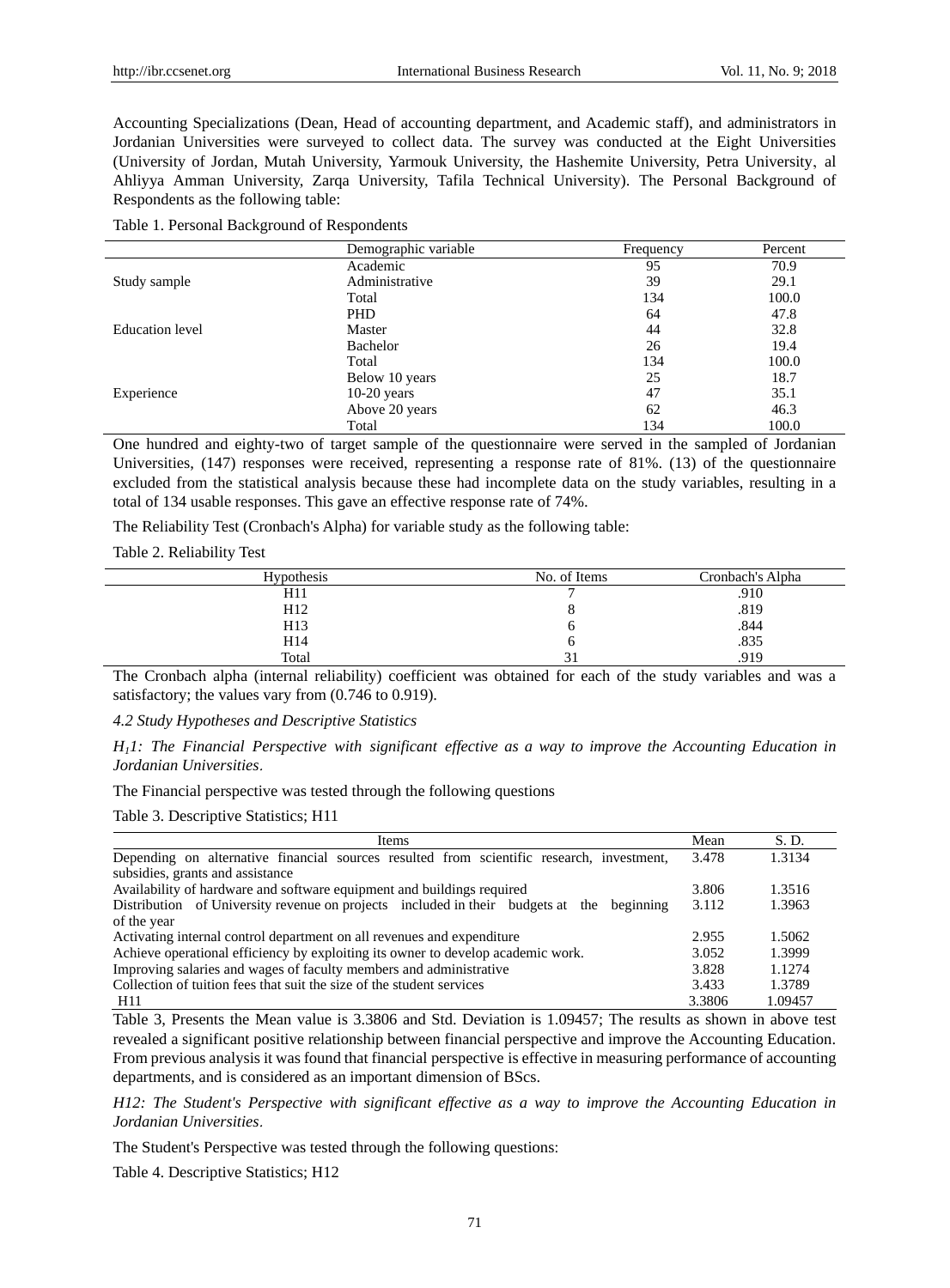Accounting Specializations (Dean, Head of accounting department, and Academic staff), and administrators in Jordanian Universities were surveyed to collect data. The survey was conducted at the Eight Universities (University of Jordan, Mutah University, Yarmouk University, the Hashemite University, Petra University, al Ahliyya Amman University, Zarqa University, Tafila Technical University). The Personal Background of Respondents as the following table:

Table 1. Personal Background of Respondents

| | Demographic variable | Frequency | Percent |
|---|---|---|---|
| Study sample | Academic | 95 | 70.9 |
| | Administrative | 39 | 29.1 |
| | Total | 134 | 100.0 |
| Education level | PHD | 64 | 47.8 |
| | Master | 44 | 32.8 |
| | Bachelor | 26 | 19.4 |
| | Total | 134 | 100.0 |
| Experience | Below 10 years | 25 | 18.7 |
| | 10-20 years | 47 | 35.1 |
| | Above 20 years | 62 | 46.3 |
| | Total | 134 | 100.0 |

One hundred and eighty-two of target sample of the questionnaire were served in the sampled of Jordanian Universities, (147) responses were received, representing a response rate of 81%. (13) of the questionnaire excluded from the statistical analysis because these had incomplete data on the study variables, resulting in a total of 134 usable responses. This gave an effective response rate of 74%.

The Reliability Test (Cronbach's Alpha) for variable study as the following table:

Table 2. Reliability Test

| Hypothesis | No. of Items | Cronbach's Alpha |
|---|---|---|
| H11 | 7 | .910 |
| H12 | 8 | .819 |
| H13 | 6 | .844 |
| H14 | 6 | .835 |
| Total | 31 | .919 |

The Cronbach alpha (internal reliability) coefficient was obtained for each of the study variables and was a satisfactory; the values vary from (0.746 to 0.919).

*4.2 Study Hypotheses and Descriptive Statistics*

*$H_1$1: The Financial Perspective with significant effective as a way to improve the Accounting Education in Jordanian Universities.*

The Financial perspective was tested through the following questions

Table 3. Descriptive Statistics; H11

| Items | Mean | S. D. |
|---|---|---|
| Depending on alternative financial sources resulted from scientific research, investment, subsidies, grants and assistance | 3.478 | 1.3134 |
| Availability of hardware and software equipment and buildings required | 3.806 | 1.3516 |
| Distribution of University revenue on projects included in their budgets at the beginning of the year | 3.112 | 1.3963 |
| Activating internal control department on all revenues and expenditure | 2.955 | 1.5062 |
| Achieve operational efficiency by exploiting its owner to develop academic work. | 3.052 | 1.3999 |
| Improving salaries and wages of faculty members and administrative | 3.828 | 1.1274 |
| Collection of tuition fees that suit the size of the student services | 3.433 | 1.3789 |
| H11 | 3.3806 | 1.09457 |

Table 3, Presents the Mean value is 3.3806 and Std. Deviation is 1.09457; The results as shown in above test revealed a significant positive relationship between financial perspective and improve the Accounting Education. From previous analysis it was found that financial perspective is effective in measuring performance of accounting departments, and is considered as an important dimension of BScs.

*H12: The Student's Perspective with significant effective as a way to improve the Accounting Education in Jordanian Universities.*

The Student's Perspective was tested through the following questions:

Table 4. Descriptive Statistics; H12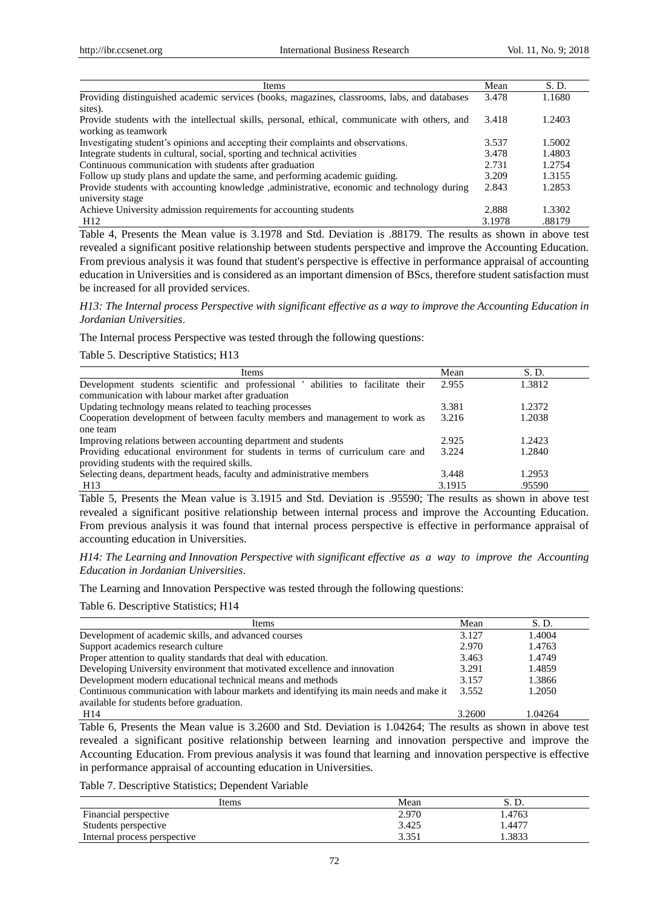| Items | Mean | S. D. |
|---|---|---|
| Providing distinguished academic services (books, magazines, classrooms, labs, and databases sites). | 3.478 | 1.1680 |
| Provide students with the intellectual skills, personal, ethical, communicate with others, and working as teamwork | 3.418 | 1.2403 |
| Investigating student's opinions and accepting their complaints and observations. | 3.537 | 1.5002 |
| Integrate students in cultural, social, sporting and technical activities | 3.478 | 1.4803 |
| Continuous communication with students after graduation | 2.731 | 1.2754 |
| Follow up study plans and update the same, and performing academic guiding. | 3.209 | 1.3155 |
| Provide students with accounting knowledge ,administrative, economic and technology during university stage | 2.843 | 1.2853 |
| Achieve University admission requirements for accounting students | 2.888 | 1.3302 |
| H12 | 3.1978 | .88179 |

Table 4, Presents the Mean value is 3.1978 and Std. Deviation is .88179. The results as shown in above test revealed a significant positive relationship between students perspective and improve the Accounting Education. From previous analysis it was found that student's perspective is effective in performance appraisal of accounting education in Universities and is considered as an important dimension of BScs, therefore student satisfaction must be increased for all provided services.

*H13: The Internal process Perspective with significant effective as a way to improve the Accounting Education in Jordanian Universities.*

The Internal process Perspective was tested through the following questions:

Table 5. Descriptive Statistics; H13

| Items | Mean | S. D. |
|---|---|---|
| Development students scientific and professional ' abilities to facilitate their communication with labour market after graduation | 2.955 | 1.3812 |
| Updating technology means related to teaching processes | 3.381 | 1.2372 |
| Cooperation development of between faculty members and management to work as one team | 3.216 | 1.2038 |
| Improving relations between accounting department and students | 2.925 | 1.2423 |
| Providing educational environment for students in terms of curriculum care and providing students with the required skills. | 3.224 | 1.2840 |
| Selecting deans, department heads, faculty and administrative members | 3.448 | 1.2953 |
| H13 | 3.1915 | .95590 |

Table 5, Presents the Mean value is 3.1915 and Std. Deviation is .95590; The results as shown in above test revealed a significant positive relationship between internal process and improve the Accounting Education. From previous analysis it was found that internal process perspective is effective in performance appraisal of accounting education in Universities.

*H14: The Learning and Innovation Perspective with significant effective as a way to improve the Accounting Education in Jordanian Universities.*

The Learning and Innovation Perspective was tested through the following questions:

Table 6. Descriptive Statistics; H14

| Items | Mean | S. D. |
|---|---|---|
| Development of academic skills, and advanced courses | 3.127 | 1.4004 |
| Support academics research culture | 2.970 | 1.4763 |
| Proper attention to quality standards that deal with education. | 3.463 | 1.4749 |
| Developing University environment that motivated excellence and innovation | 3.291 | 1.4859 |
| Development modern educational technical means and methods | 3.157 | 1.3866 |
| Continuous communication with labour markets and identifying its main needs and make it available for students before graduation. | 3.552 | 1.2050 |
| H14 | 3.2600 | 1.04264 |

Table 6, Presents the Mean value is 3.2600 and Std. Deviation is 1.04264; The results as shown in above test revealed a significant positive relationship between learning and innovation perspective and improve the Accounting Education. From previous analysis it was found that learning and innovation perspective is effective in performance appraisal of accounting education in Universities.

Table 7. Descriptive Statistics; Dependent Variable

| Items | Mean | S. D. |
|---|---|---|
| Financial perspective | 2.970 | 1.4763 |
| Students perspective | 3.425 | 1.4477 |
| Internal process perspective | 3.351 | 1.3833 |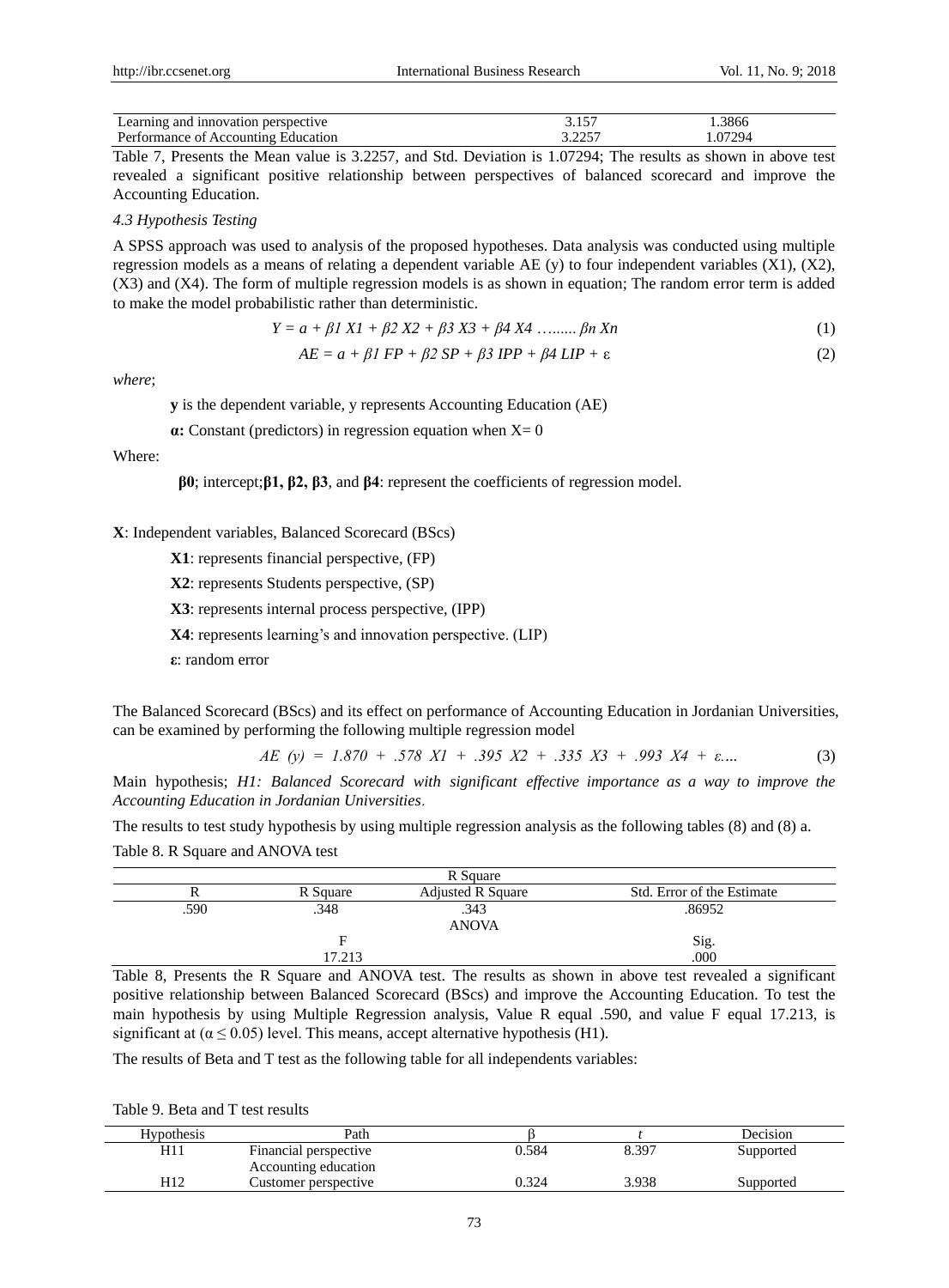| | | |
|---|---|---|
| Learning and innovation perspective | 3.157 | 1.3866 |
| Performance of Accounting Education | 3.2257 | 1.07294 |

Table 7, Presents the Mean value is 3.2257, and Std. Deviation is 1.07294; The results as shown in above test revealed a significant positive relationship between perspectives of balanced scorecard and improve the Accounting Education.

### *4.3 Hypothesis Testing*

A SPSS approach was used to analysis of the proposed hypotheses. Data analysis was conducted using multiple regression models as a means of relating a dependent variable AE (y) to four independent variables (X1), (X2), (X3) and (X4). The form of multiple regression models is as shown in equation; The random error term is added to make the model probabilistic rather than deterministic.

$$Y = a + \beta 1\ X1 + \beta 2\ X2 + \beta 3\ X3 + \beta 4\ X4 \ \ldots\ldots\ldots \ \beta n\ Xn \tag{1}$$

$$AE = a + \beta 1\ FP + \beta 2\ SP + \beta 3\ IPP + \beta 4\ LIP + \varepsilon \tag{2}$$

*where*;

**y** is the dependent variable, y represents Accounting Education (AE)

**α:** Constant (predictors) in regression equation when X= 0

Where:

**β0**; intercept;**β1, β2, β3**, and **β4**: represent the coefficients of regression model.

**X**: Independent variables, Balanced Scorecard (BScs)

**X1**: represents financial perspective, (FP)

**X2**: represents Students perspective, (SP)

**X3**: represents internal process perspective, (IPP)

**X4**: represents learning's and innovation perspective. (LIP)

**ε**: random error

The Balanced Scorecard (BScs) and its effect on performance of Accounting Education in Jordanian Universities, can be examined by performing the following multiple regression model

$$AE\ (y) = 1.870 + .578\ X1 + .395\ X2 + .335\ X3 + .993\ X4 + \varepsilon \ldots \tag{3}$$

Main hypothesis; *H1: Balanced Scorecard with significant effective importance as a way to improve the Accounting Education in Jordanian Universities*.

The results to test study hypothesis by using multiple regression analysis as the following tables (8) and (8) a.

Table 8. R Square and ANOVA test

| R Square | | | |
|---|---|---|---|
| R | R Square | Adjusted R Square | Std. Error of the Estimate |
| .590 | .348 | .343 | .86952 |
| ANOVA | | | |
| | F | | Sig. |
| | 17.213 | | .000 |

Table 8, Presents the R Square and ANOVA test. The results as shown in above test revealed a significant positive relationship between Balanced Scorecard (BScs) and improve the Accounting Education. To test the main hypothesis by using Multiple Regression analysis, Value R equal .590, and value F equal 17.213, is significant at ($\alpha \leq 0.05$) level. This means, accept alternative hypothesis (H1).

The results of Beta and T test as the following table for all independents variables:

Table 9. Beta and T test results

| Hypothesis | Path | β | *t* | Decision |
|---|---|---|---|---|
| H11 | Financial perspective Accounting education | 0.584 | 8.397 | Supported |
| H12 | Customer perspective | 0.324 | 3.938 | Supported |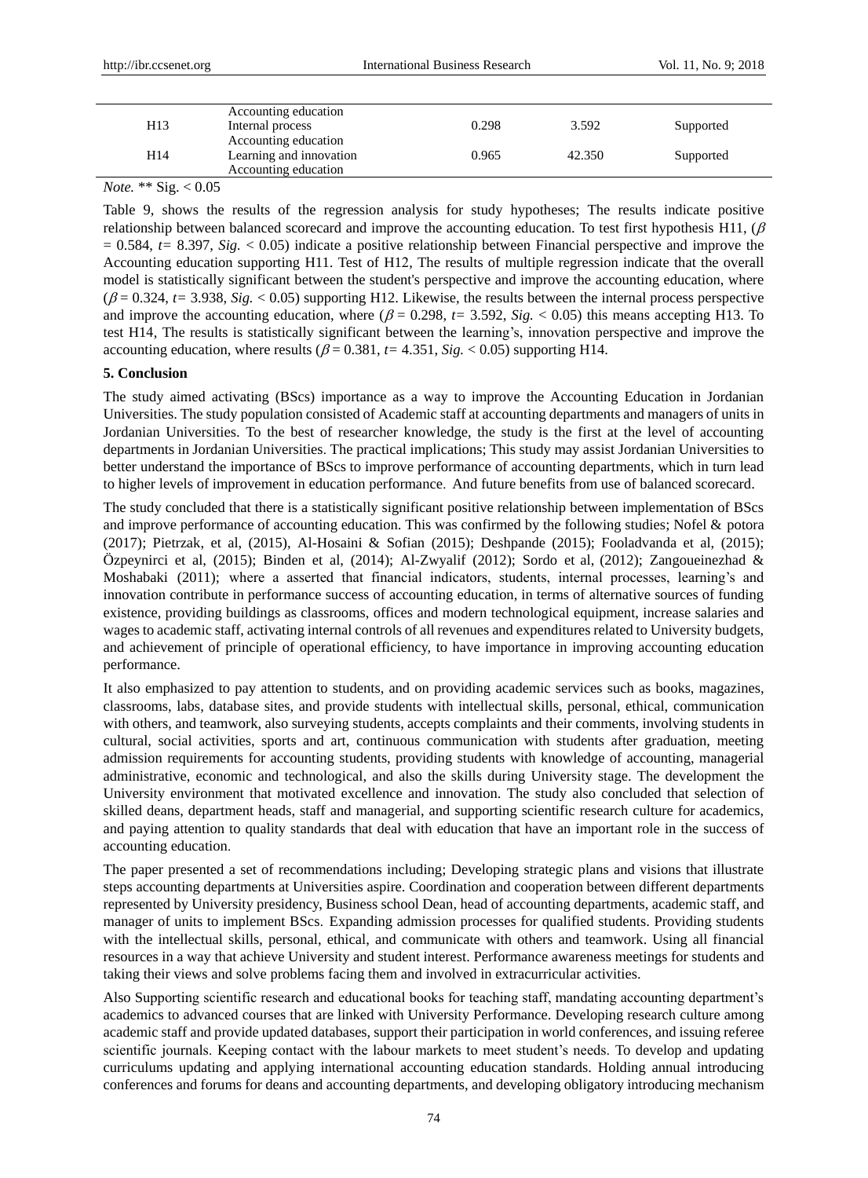| | Accounting education | | | |
|---|---|---|---|---|
| H13 | Internal process | 0.298 | 3.592 | Supported |
| | Accounting education | | | |
| H14 | Learning and innovation | 0.965 | 42.350 | Supported |
| | Accounting education | | | |

*Note.* ** Sig. < 0.05

Table 9, shows the results of the regression analysis for study hypotheses; The results indicate positive relationship between balanced scorecard and improve the accounting education. To test first hypothesis H11, ($\beta = 0.584$, $t = 8.397$, $Sig. < 0.05$) indicate a positive relationship between Financial perspective and improve the Accounting education supporting H11. Test of H12, The results of multiple regression indicate that the overall model is statistically significant between the student's perspective and improve the accounting education, where ($\beta = 0.324$, $t = 3.938$, $Sig. < 0.05$) supporting H12. Likewise, the results between the internal process perspective and improve the accounting education, where ($\beta = 0.298$, $t = 3.592$, $Sig. < 0.05$) this means accepting H13. To test H14, The results is statistically significant between the learning's, innovation perspective and improve the accounting education, where results ($\beta = 0.381$, $t = 4.351$, $Sig. < 0.05$) supporting H14.

## 5. Conclusion

The study aimed activating (BScs) importance as a way to improve the Accounting Education in Jordanian Universities. The study population consisted of Academic staff at accounting departments and managers of units in Jordanian Universities. To the best of researcher knowledge, the study is the first at the level of accounting departments in Jordanian Universities. The practical implications; This study may assist Jordanian Universities to better understand the importance of BScs to improve performance of accounting departments, which in turn lead to higher levels of improvement in education performance. And future benefits from use of balanced scorecard.

The study concluded that there is a statistically significant positive relationship between implementation of BScs and improve performance of accounting education. This was confirmed by the following studies; Nofel & potora (2017); Pietrzak, et al, (2015), Al-Hosaini & Sofian (2015); Deshpande (2015); Fooladvanda et al, (2015); Özpeynirci et al, (2015); Binden et al, (2014); Al-Zwyalif (2012); Sordo et al, (2012); Zangoueinezhad & Moshabaki (2011); where a asserted that financial indicators, students, internal processes, learning's and innovation contribute in performance success of accounting education, in terms of alternative sources of funding existence, providing buildings as classrooms, offices and modern technological equipment, increase salaries and wages to academic staff, activating internal controls of all revenues and expenditures related to University budgets, and achievement of principle of operational efficiency, to have importance in improving accounting education performance.

It also emphasized to pay attention to students, and on providing academic services such as books, magazines, classrooms, labs, database sites, and provide students with intellectual skills, personal, ethical, communication with others, and teamwork, also surveying students, accepts complaints and their comments, involving students in cultural, social activities, sports and art, continuous communication with students after graduation, meeting admission requirements for accounting students, providing students with knowledge of accounting, managerial administrative, economic and technological, and also the skills during University stage. The development the University environment that motivated excellence and innovation. The study also concluded that selection of skilled deans, department heads, staff and managerial, and supporting scientific research culture for academics, and paying attention to quality standards that deal with education that have an important role in the success of accounting education.

The paper presented a set of recommendations including; Developing strategic plans and visions that illustrate steps accounting departments at Universities aspire. Coordination and cooperation between different departments represented by University presidency, Business school Dean, head of accounting departments, academic staff, and manager of units to implement BScs. Expanding admission processes for qualified students. Providing students with the intellectual skills, personal, ethical, and communicate with others and teamwork. Using all financial resources in a way that achieve University and student interest. Performance awareness meetings for students and taking their views and solve problems facing them and involved in extracurricular activities.

Also Supporting scientific research and educational books for teaching staff, mandating accounting department's academics to advanced courses that are linked with University Performance. Developing research culture among academic staff and provide updated databases, support their participation in world conferences, and issuing referee scientific journals. Keeping contact with the labour markets to meet student's needs. To develop and updating curriculums updating and applying international accounting education standards. Holding annual introducing conferences and forums for deans and accounting departments, and developing obligatory introducing mechanism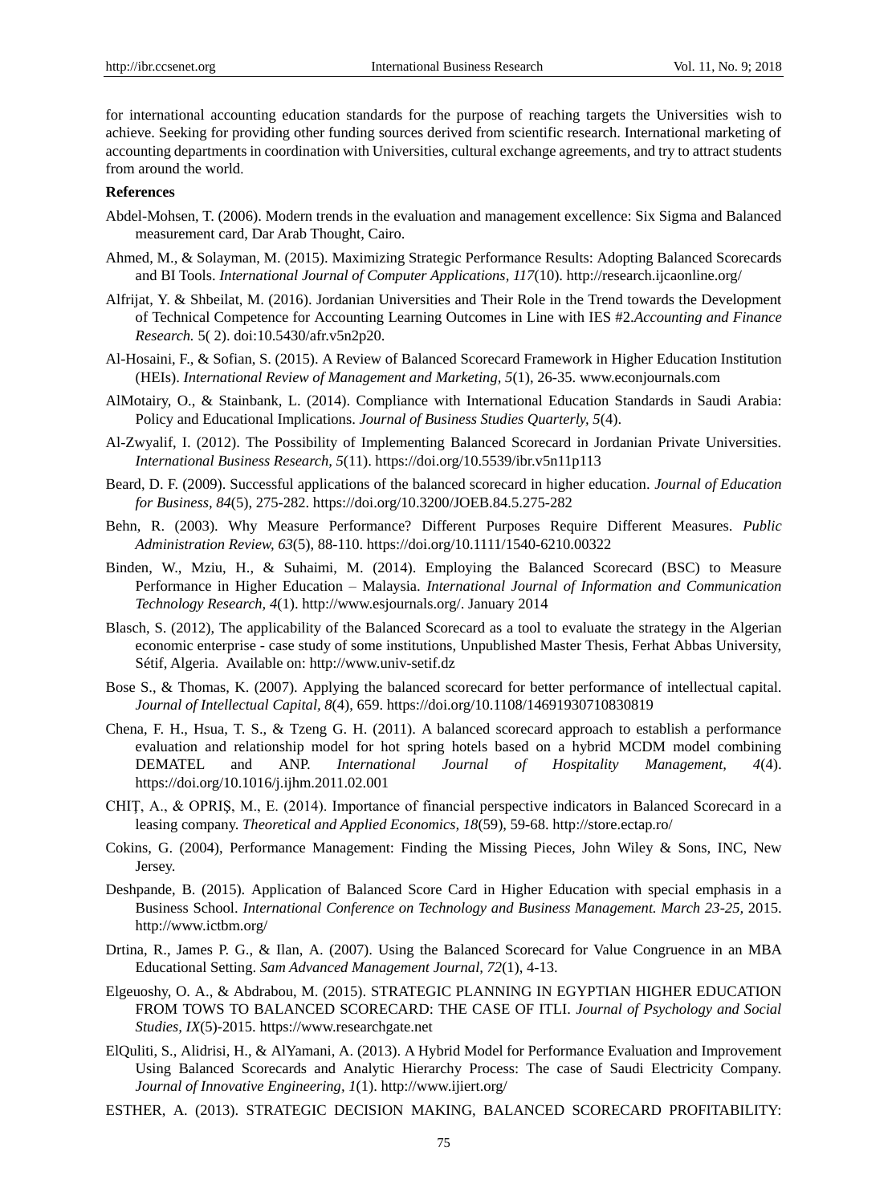for international accounting education standards for the purpose of reaching targets the Universities wish to achieve. Seeking for providing other funding sources derived from scientific research. International marketing of accounting departments in coordination with Universities, cultural exchange agreements, and try to attract students from around the world.

**References**

Abdel-Mohsen, T. (2006). Modern trends in the evaluation and management excellence: Six Sigma and Balanced measurement card, Dar Arab Thought, Cairo.

Ahmed, M., & Solayman, M. (2015). Maximizing Strategic Performance Results: Adopting Balanced Scorecards and BI Tools. *International Journal of Computer Applications, 117*(10). http://research.ijcaonline.org/

Alfrijat, Y. & Shbeilat, M. (2016). Jordanian Universities and Their Role in the Trend towards the Development of Technical Competence for Accounting Learning Outcomes in Line with IES #2.*Accounting and Finance Research.* 5( 2). doi:10.5430/afr.v5n2p20.

Al-Hosaini, F., & Sofian, S. (2015). A Review of Balanced Scorecard Framework in Higher Education Institution (HEIs). *International Review of Management and Marketing, 5*(1), 26-35. www.econjournals.com

AlMotairy, O., & Stainbank, L. (2014). Compliance with International Education Standards in Saudi Arabia: Policy and Educational Implications. *Journal of Business Studies Quarterly, 5*(4).

Al-Zwyalif, I. (2012). The Possibility of Implementing Balanced Scorecard in Jordanian Private Universities. *International Business Research, 5*(11). https://doi.org/10.5539/ibr.v5n11p113

Beard, D. F. (2009). Successful applications of the balanced scorecard in higher education. *Journal of Education for Business, 84*(5), 275-282. https://doi.org/10.3200/JOEB.84.5.275-282

Behn, R. (2003). Why Measure Performance? Different Purposes Require Different Measures. *Public Administration Review, 63*(5), 88-110. https://doi.org/10.1111/1540-6210.00322

Binden, W., Mziu, H., & Suhaimi, M. (2014). Employing the Balanced Scorecard (BSC) to Measure Performance in Higher Education – Malaysia. *International Journal of Information and Communication Technology Research, 4*(1). http://www.esjournals.org/. January 2014

Blasch, S. (2012), The applicability of the Balanced Scorecard as a tool to evaluate the strategy in the Algerian economic enterprise - case study of some institutions, Unpublished Master Thesis, Ferhat Abbas University, Sétif, Algeria. Available on: http://www.univ-setif.dz

Bose S., & Thomas, K. (2007). Applying the balanced scorecard for better performance of intellectual capital. *Journal of Intellectual Capital, 8*(4), 659. https://doi.org/10.1108/14691930710830819

Chena, F. H., Hsua, T. S., & Tzeng G. H. (2011). A balanced scorecard approach to establish a performance evaluation and relationship model for hot spring hotels based on a hybrid MCDM model combining DEMATEL and ANP. *International Journal of Hospitality Management, 4*(4). https://doi.org/10.1016/j.ijhm.2011.02.001

CHIȚ, A., & OPRIȘ, M., E. (2014). Importance of financial perspective indicators in Balanced Scorecard in a leasing company. *Theoretical and Applied Economics, 18*(59), 59-68. http://store.ectap.ro/

Cokins, G. (2004), Performance Management: Finding the Missing Pieces, John Wiley & Sons, INC, New Jersey.

Deshpande, B. (2015). Application of Balanced Score Card in Higher Education with special emphasis in a Business School. *International Conference on Technology and Business Management. March 23-25,* 2015. http://www.ictbm.org/

Drtina, R., James P. G., & Ilan, A. (2007). Using the Balanced Scorecard for Value Congruence in an MBA Educational Setting. *Sam Advanced Management Journal, 72*(1), 4-13.

Elgeuoshy, O. A., & Abdrabou, M. (2015). STRATEGIC PLANNING IN EGYPTIAN HIGHER EDUCATION FROM TOWS TO BALANCED SCORECARD: THE CASE OF ITLI. *Journal of Psychology and Social Studies, IX*(5)-2015. https://www.researchgate.net

ElQuliti, S., Alidrisi, H., & AlYamani, A. (2013). A Hybrid Model for Performance Evaluation and Improvement Using Balanced Scorecards and Analytic Hierarchy Process: The case of Saudi Electricity Company. *Journal of Innovative Engineering, 1*(1). http://www.ijiert.org/

ESTHER, A. (2013). STRATEGIC DECISION MAKING, BALANCED SCORECARD PROFITABILITY: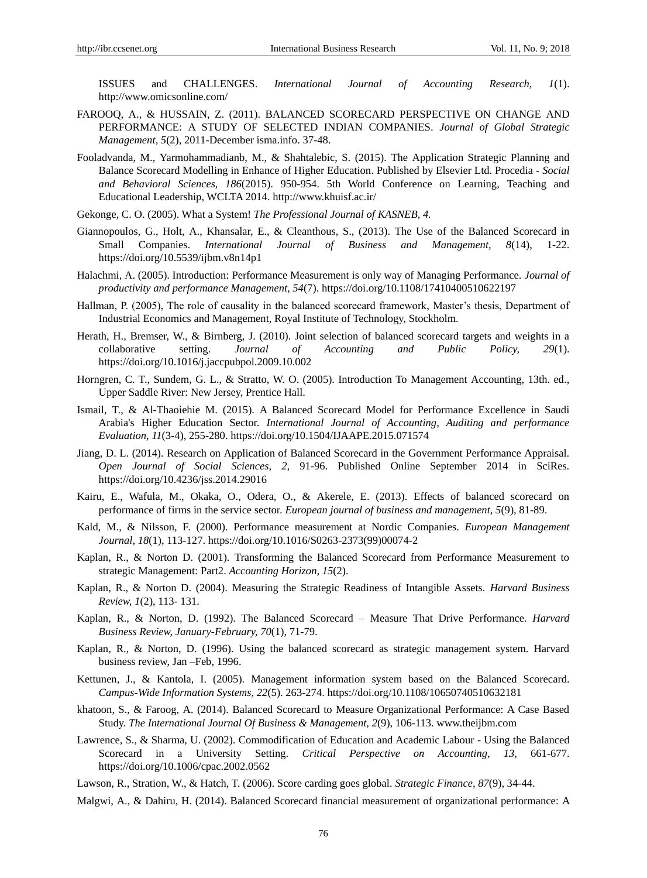ISSUES and CHALLENGES. *International Journal of Accounting Research, 1*(1). http://www.omicsonline.com/

FAROOQ, A., & HUSSAIN, Z. (2011). BALANCED SCORECARD PERSPECTIVE ON CHANGE AND PERFORMANCE: A STUDY OF SELECTED INDIAN COMPANIES. *Journal of Global Strategic Management, 5*(2), 2011-December isma.info. 37-48.

Fooladvanda, M., Yarmohammadianb, M., & Shahtalebic, S. (2015). The Application Strategic Planning and Balance Scorecard Modelling in Enhance of Higher Education. Published by Elsevier Ltd. Procedia - *Social and Behavioral Sciences, 186*(2015). 950-954. 5th World Conference on Learning, Teaching and Educational Leadership, WCLTA 2014. http://www.khuisf.ac.ir/

Gekonge, C. O. (2005). What a System! *The Professional Journal of KASNEB, 4.*

Giannopoulos, G., Holt, A., Khansalar, E., & Cleanthous, S., (2013). The Use of the Balanced Scorecard in Small Companies. *International Journal of Business and Management, 8*(14), 1-22. https://doi.org/10.5539/ijbm.v8n14p1

Halachmi, A. (2005). Introduction: Performance Measurement is only way of Managing Performance. *Journal of productivity and performance Management, 54*(7). https://doi.org/10.1108/17410400510622197

Hallman, P. (2005), The role of causality in the balanced scorecard framework, Master's thesis, Department of Industrial Economics and Management, Royal Institute of Technology, Stockholm.

Herath, H., Bremser, W., & Birnberg, J. (2010). Joint selection of balanced scorecard targets and weights in a collaborative setting. *Journal of Accounting and Public Policy, 29*(1). https://doi.org/10.1016/j.jaccpubpol.2009.10.002

Horngren, C. T., Sundem, G. L., & Stratto, W. O. (2005). Introduction To Management Accounting, 13th. ed., Upper Saddle River: New Jersey, Prentice Hall.

Ismail, T., & Al-Thaoiehie M. (2015). A Balanced Scorecard Model for Performance Excellence in Saudi Arabia's Higher Education Sector. *International Journal of Accounting, Auditing and performance Evaluation, 11*(3-4), 255-280. https://doi.org/10.1504/IJAAPE.2015.071574

Jiang, D. L. (2014). Research on Application of Balanced Scorecard in the Government Performance Appraisal. *Open Journal of Social Sciences, 2,* 91-96. Published Online September 2014 in SciRes. https://doi.org/10.4236/jss.2014.29016

Kairu, E., Wafula, M., Okaka, O., Odera, O., & Akerele, E. (2013). Effects of balanced scorecard on performance of firms in the service sector. *European journal of business and management, 5*(9), 81-89.

Kald, M., & Nilsson, F. (2000). Performance measurement at Nordic Companies. *European Management Journal, 18*(1), 113-127. https://doi.org/10.1016/S0263-2373(99)00074-2

Kaplan, R., & Norton D. (2001). Transforming the Balanced Scorecard from Performance Measurement to strategic Management: Part2. *Accounting Horizon, 15*(2).

Kaplan, R., & Norton D. (2004). Measuring the Strategic Readiness of Intangible Assets. *Harvard Business Review, 1*(2), 113- 131.

Kaplan, R., & Norton, D. (1992). The Balanced Scorecard – Measure That Drive Performance. *Harvard Business Review, January-February, 70*(1), 71-79.

Kaplan, R., & Norton, D. (1996). Using the balanced scorecard as strategic management system. Harvard business review, Jan –Feb, 1996.

Kettunen, J., & Kantola, I. (2005). Management information system based on the Balanced Scorecard. *Campus-Wide Information Systems, 22*(5). 263-274. https://doi.org/10.1108/10650740510632181

khatoon, S., & Faroog, A. (2014). Balanced Scorecard to Measure Organizational Performance: A Case Based Study. *The International Journal Of Business & Management, 2*(9), 106-113. www.theijbm.com

Lawrence, S., & Sharma, U. (2002). Commodification of Education and Academic Labour - Using the Balanced Scorecard in a University Setting. *Critical Perspective on Accounting, 13,* 661-677. https://doi.org/10.1006/cpac.2002.0562

Lawson, R., Stration, W., & Hatch, T. (2006). Score carding goes global. *Strategic Finance, 87*(9), 34-44.

Malgwi, A., & Dahiru, H. (2014). Balanced Scorecard financial measurement of organizational performance: A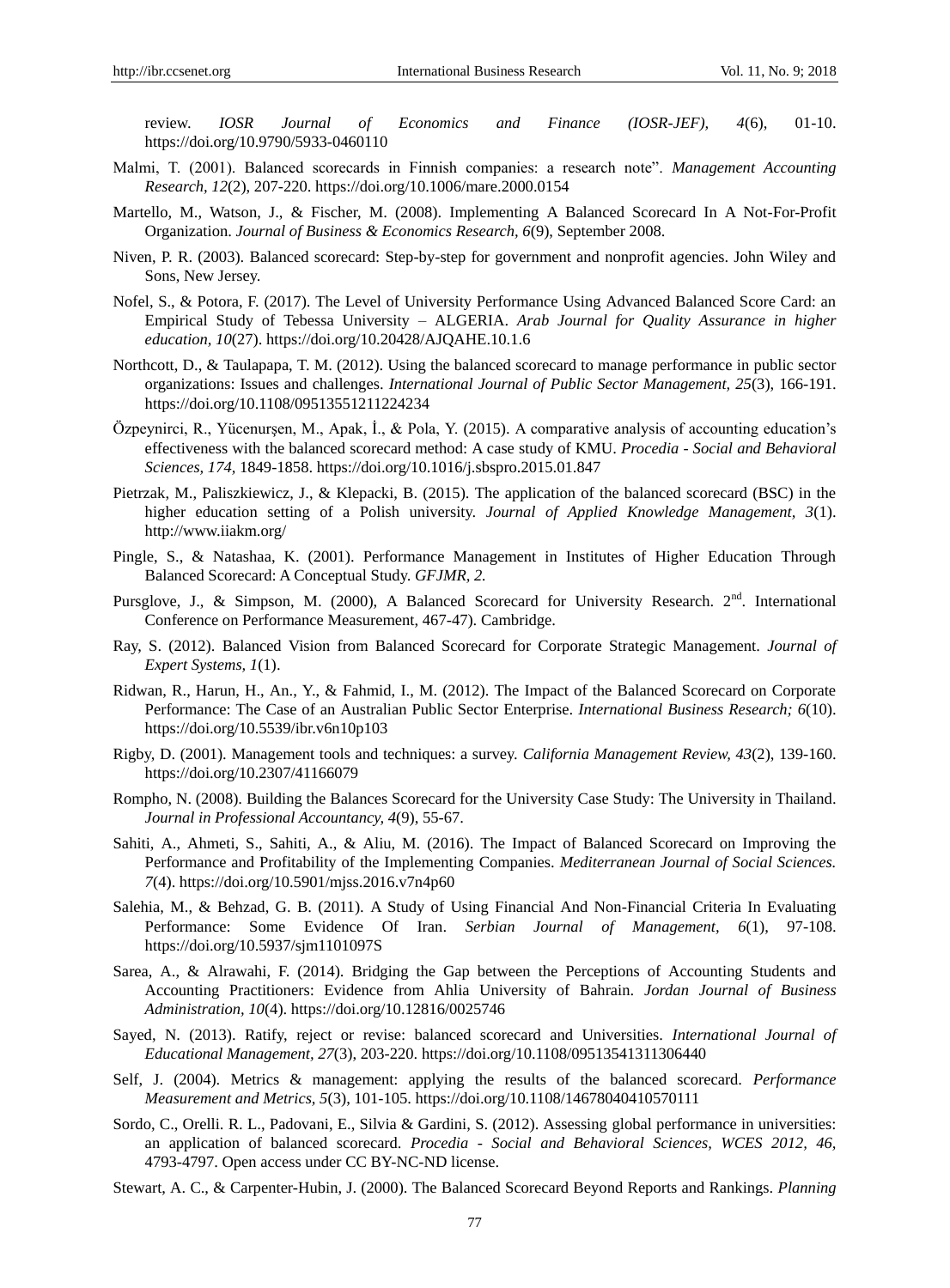review. *IOSR Journal of Economics and Finance (IOSR-JEF), 4*(6), 01-10. https://doi.org/10.9790/5933-0460110

Malmi, T. (2001). Balanced scorecards in Finnish companies: a research note". *Management Accounting Research, 12*(2), 207-220. https://doi.org/10.1006/mare.2000.0154

Martello, M., Watson, J., & Fischer, M. (2008). Implementing A Balanced Scorecard In A Not-For-Profit Organization. *Journal of Business & Economics Research, 6*(9), September 2008.

Niven, P. R. (2003). Balanced scorecard: Step-by-step for government and nonprofit agencies. John Wiley and Sons, New Jersey.

Nofel, S., & Potora, F. (2017). The Level of University Performance Using Advanced Balanced Score Card: an Empirical Study of Tebessa University – ALGERIA. *Arab Journal for Quality Assurance in higher education, 10*(27). https://doi.org/10.20428/AJQAHE.10.1.6

Northcott, D., & Taulapapa, T. M. (2012). Using the balanced scorecard to manage performance in public sector organizations: Issues and challenges. *International Journal of Public Sector Management, 25*(3), 166-191. https://doi.org/10.1108/09513551211224234

Özpeynirci, R., Yücenurşen, M., Apak, İ., & Pola, Y. (2015). A comparative analysis of accounting education's effectiveness with the balanced scorecard method: A case study of KMU. *Procedia - Social and Behavioral Sciences, 174*, 1849-1858. https://doi.org/10.1016/j.sbspro.2015.01.847

Pietrzak, M., Paliszkiewicz, J., & Klepacki, B. (2015). The application of the balanced scorecard (BSC) in the higher education setting of a Polish university. *Journal of Applied Knowledge Management, 3*(1). http://www.iiakm.org/

Pingle, S., & Natashaa, K. (2001). Performance Management in Institutes of Higher Education Through Balanced Scorecard: A Conceptual Study. *GFJMR, 2.*

Pursglove, J., & Simpson, M. (2000), A Balanced Scorecard for University Research. 2nd. International Conference on Performance Measurement, 467-47). Cambridge.

Ray, S. (2012). Balanced Vision from Balanced Scorecard for Corporate Strategic Management. *Journal of Expert Systems, 1*(1).

Ridwan, R., Harun, H., An., Y., & Fahmid, I., M. (2012). The Impact of the Balanced Scorecard on Corporate Performance: The Case of an Australian Public Sector Enterprise. *International Business Research; 6*(10). https://doi.org/10.5539/ibr.v6n10p103

Rigby, D. (2001). Management tools and techniques: a survey. *California Management Review, 43*(2), 139-160. https://doi.org/10.2307/41166079

Rompho, N. (2008). Building the Balances Scorecard for the University Case Study: The University in Thailand. *Journal in Professional Accountancy, 4*(9), 55-67.

Sahiti, A., Ahmeti, S., Sahiti, A., & Aliu, M. (2016). The Impact of Balanced Scorecard on Improving the Performance and Profitability of the Implementing Companies. *Mediterranean Journal of Social Sciences. 7*(4). https://doi.org/10.5901/mjss.2016.v7n4p60

Salehia, M., & Behzad, G. B. (2011). A Study of Using Financial And Non-Financial Criteria In Evaluating Performance: Some Evidence Of Iran. *Serbian Journal of Management, 6*(1), 97-108. https://doi.org/10.5937/sjm1101097S

Sarea, A., & Alrawahi, F. (2014). Bridging the Gap between the Perceptions of Accounting Students and Accounting Practitioners: Evidence from Ahlia University of Bahrain. *Jordan Journal of Business Administration, 10*(4). https://doi.org/10.12816/0025746

Sayed, N. (2013). Ratify, reject or revise: balanced scorecard and Universities. *International Journal of Educational Management, 27*(3), 203-220. https://doi.org/10.1108/09513541311306440

Self, J. (2004). Metrics & management: applying the results of the balanced scorecard. *Performance Measurement and Metrics, 5*(3), 101-105. https://doi.org/10.1108/14678040410570111

Sordo, C., Orelli. R. L., Padovani, E., Silvia & Gardini, S. (2012). Assessing global performance in universities: an application of balanced scorecard. *Procedia - Social and Behavioral Sciences, WCES 2012, 46,* 4793-4797. Open access under CC BY-NC-ND license.

Stewart, A. C., & Carpenter-Hubin, J. (2000). The Balanced Scorecard Beyond Reports and Rankings. *Planning*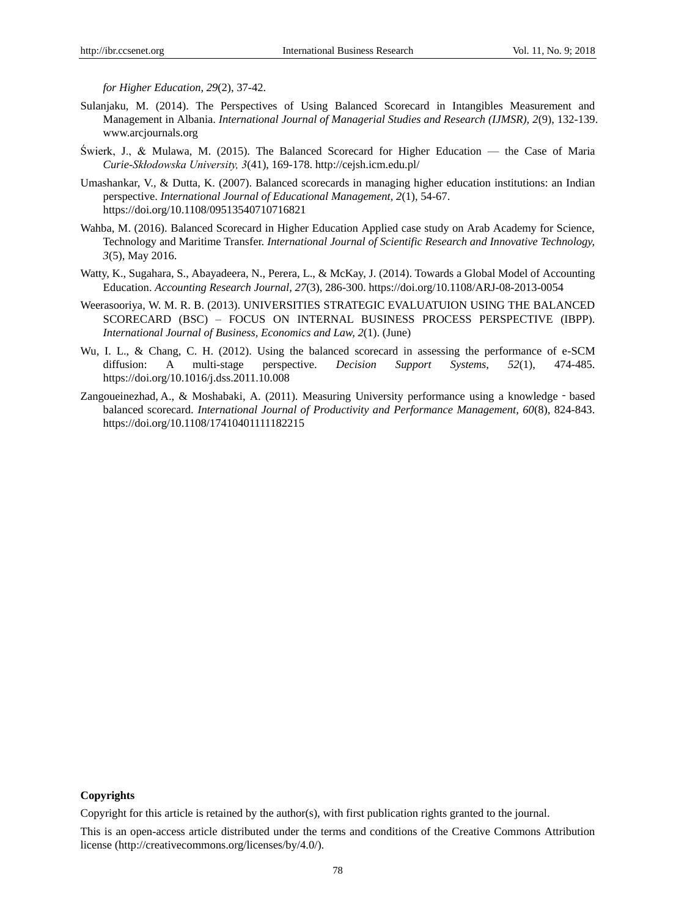*for Higher Education, 29*(2), 37-42.

Sulanjaku, M. (2014). The Perspectives of Using Balanced Scorecard in Intangibles Measurement and Management in Albania. *International Journal of Managerial Studies and Research (IJMSR), 2*(9), 132-139. www.arcjournals.org

Świerk, J., & Mulawa, M. (2015). The Balanced Scorecard for Higher Education — the Case of Maria *Curie-Skłodowska University, 3*(41), 169-178. http://cejsh.icm.edu.pl/

Umashankar, V., & Dutta, K. (2007). Balanced scorecards in managing higher education institutions: an Indian perspective. *International Journal of Educational Management, 2*(1), 54-67. https://doi.org/10.1108/09513540710716821

Wahba, M. (2016). Balanced Scorecard in Higher Education Applied case study on Arab Academy for Science, Technology and Maritime Transfer. *International Journal of Scientific Research and Innovative Technology, 3*(5), May 2016.

Watty, K., Sugahara, S., Abayadeera, N., Perera, L., & McKay, J. (2014). Towards a Global Model of Accounting Education. *Accounting Research Journal, 27*(3), 286-300. https://doi.org/10.1108/ARJ-08-2013-0054

Weerasooriya, W. M. R. B. (2013). UNIVERSITIES STRATEGIC EVALUATUION USING THE BALANCED SCORECARD (BSC) – FOCUS ON INTERNAL BUSINESS PROCESS PERSPECTIVE (IBPP). *International Journal of Business, Economics and Law, 2*(1). (June)

Wu, I. L., & Chang, C. H. (2012). Using the balanced scorecard in assessing the performance of e-SCM diffusion: A multi-stage perspective. *Decision Support Systems, 52*(1), 474-485. https://doi.org/10.1016/j.dss.2011.10.008

Zangoueinezhad, A., & Moshabaki, A. (2011). Measuring University performance using a knowledge‐based balanced scorecard. *International Journal of Productivity and Performance Management, 60*(8), 824-843. https://doi.org/10.1108/17410401111182215

**Copyrights**

Copyright for this article is retained by the author(s), with first publication rights granted to the journal.

This is an open-access article distributed under the terms and conditions of the Creative Commons Attribution license (http://creativecommons.org/licenses/by/4.0/).